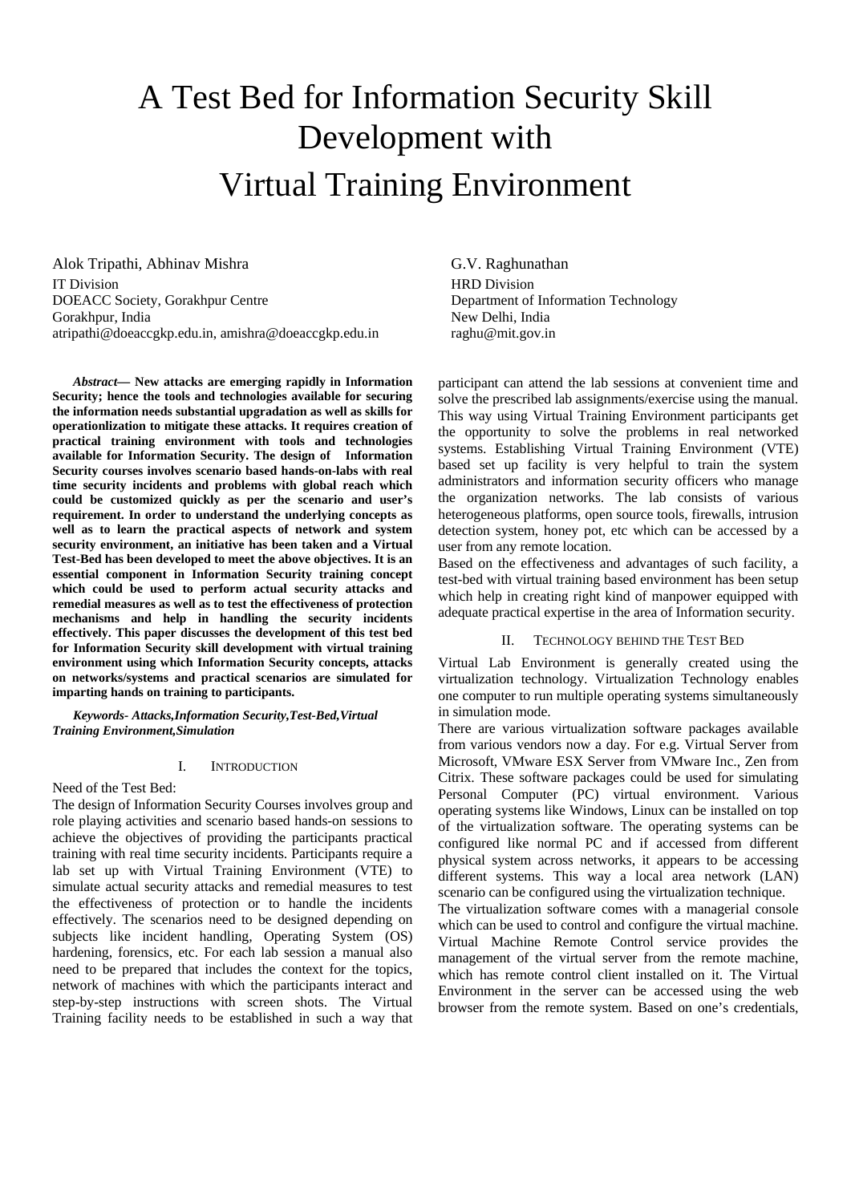# A Test Bed for Information Security Skill Development with Virtual Training Environment

Alok Tripathi, Abhinav Mishra
IT Division
DOEACC Society, Gorakhpur Centre
Gorakhpur, India
atripathi@doeaccgkp.edu.in, amishra@doeaccgkp.edu.in

G.V. Raghunathan
HRD Division
Department of Information Technology
New Delhi, India
raghu@mit.gov.in

***Abstract*— New attacks are emerging rapidly in Information Security; hence the tools and technologies available for securing the information needs substantial upgradation as well as skills for operationlization to mitigate these attacks. It requires creation of practical training environment with tools and technologies available for Information Security. The design of Information Security courses involves scenario based hands-on-labs with real time security incidents and problems with global reach which could be customized quickly as per the scenario and user's requirement. In order to understand the underlying concepts as well as to learn the practical aspects of network and system security environment, an initiative has been taken and a Virtual Test-Bed has been developed to meet the above objectives. It is an essential component in Information Security training concept which could be used to perform actual security attacks and remedial measures as well as to test the effectiveness of protection mechanisms and help in handling the security incidents effectively. This paper discusses the development of this test bed for Information Security skill development with virtual training environment using which Information Security concepts, attacks on networks/systems and practical scenarios are simulated for imparting hands on training to participants.**

***Keywords- Attacks,Information Security,Test-Bed,Virtual Training Environment,Simulation***

## I. Introduction

Need of the Test Bed:

The design of Information Security Courses involves group and role playing activities and scenario based hands-on sessions to achieve the objectives of providing the participants practical training with real time security incidents. Participants require a lab set up with Virtual Training Environment (VTE) to simulate actual security attacks and remedial measures to test the effectiveness of protection or to handle the incidents effectively. The scenarios need to be designed depending on subjects like incident handling, Operating System (OS) hardening, forensics, etc. For each lab session a manual also need to be prepared that includes the context for the topics, network of machines with which the participants interact and step-by-step instructions with screen shots. The Virtual Training facility needs to be established in such a way that participant can attend the lab sessions at convenient time and solve the prescribed lab assignments/exercise using the manual. This way using Virtual Training Environment participants get the opportunity to solve the problems in real networked systems. Establishing Virtual Training Environment (VTE) based set up facility is very helpful to train the system administrators and information security officers who manage the organization networks. The lab consists of various heterogeneous platforms, open source tools, firewalls, intrusion detection system, honey pot, etc which can be accessed by a user from any remote location.

Based on the effectiveness and advantages of such facility, a test-bed with virtual training based environment has been setup which help in creating right kind of manpower equipped with adequate practical expertise in the area of Information security.

## II. Technology behind the Test Bed

Virtual Lab Environment is generally created using the virtualization technology. Virtualization Technology enables one computer to run multiple operating systems simultaneously in simulation mode.

There are various virtualization software packages available from various vendors now a day. For e.g. Virtual Server from Microsoft, VMware ESX Server from VMware Inc., Zen from Citrix. These software packages could be used for simulating Personal Computer (PC) virtual environment. Various operating systems like Windows, Linux can be installed on top of the virtualization software. The operating systems can be configured like normal PC and if accessed from different physical system across networks, it appears to be accessing different systems. This way a local area network (LAN) scenario can be configured using the virtualization technique.

The virtualization software comes with a managerial console which can be used to control and configure the virtual machine. Virtual Machine Remote Control service provides the management of the virtual server from the remote machine, which has remote control client installed on it. The Virtual Environment in the server can be accessed using the web browser from the remote system. Based on one's credentials,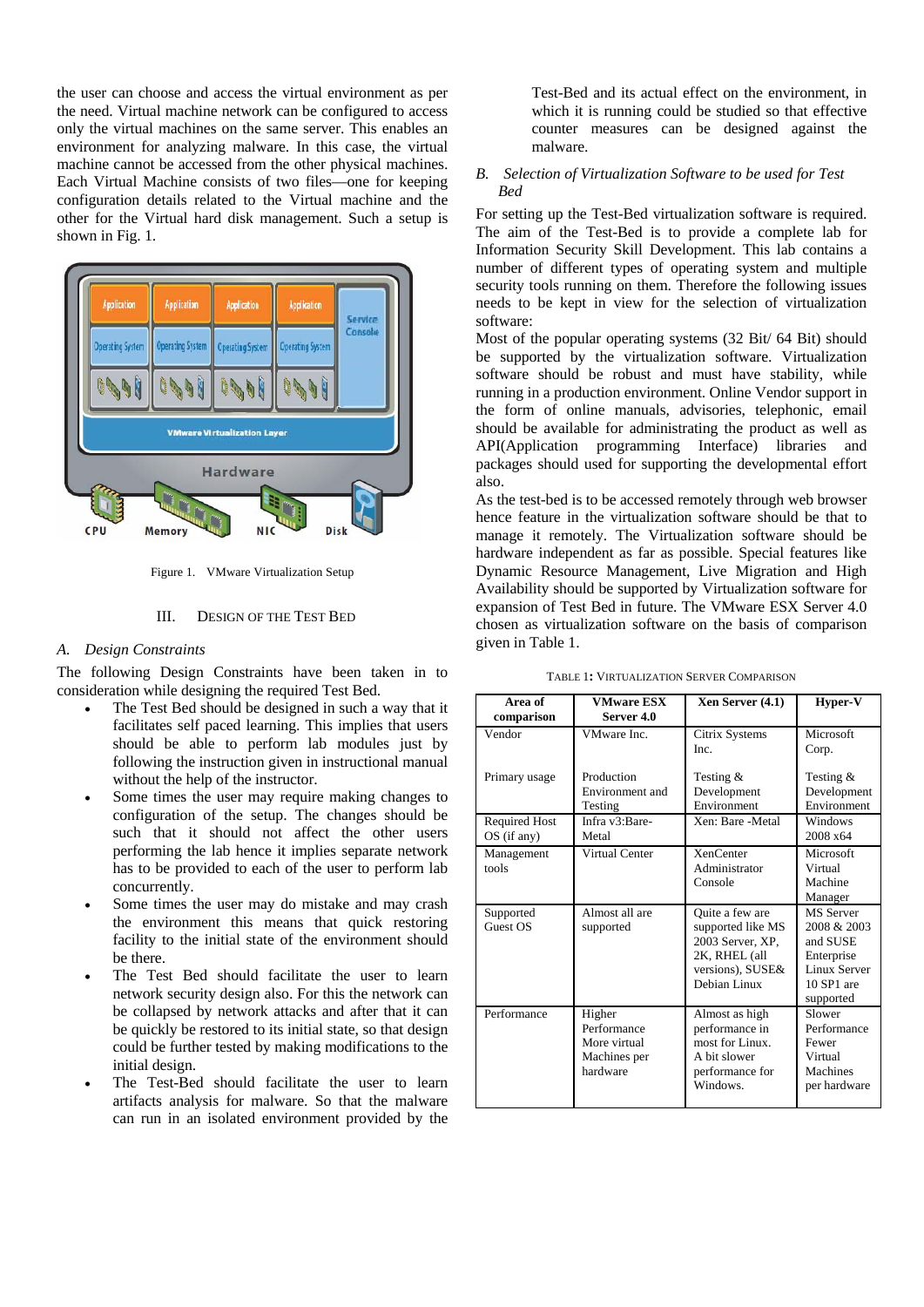the user can choose and access the virtual environment as per the need. Virtual machine network can be configured to access only the virtual machines on the same server. This enables an environment for analyzing malware. In this case, the virtual machine cannot be accessed from the other physical machines. Each Virtual Machine consists of two files—one for keeping configuration details related to the Virtual machine and the other for the Virtual hard disk management. Such a setup is shown in Fig. 1.

Figure 1. VMware Virtualization Setup

## III. Design of the Test Bed

### A. Design Constraints

The following Design Constraints have been taken in to consideration while designing the required Test Bed.

- The Test Bed should be designed in such a way that it facilitates self paced learning. This implies that users should be able to perform lab modules just by following the instruction given in instructional manual without the help of the instructor.
- Some times the user may require making changes to configuration of the setup. The changes should be such that it should not affect the other users performing the lab hence it implies separate network has to be provided to each of the user to perform lab concurrently.
- Some times the user may do mistake and may crash the environment this means that quick restoring facility to the initial state of the environment should be there.
- The Test Bed should facilitate the user to learn network security design also. For this the network can be collapsed by network attacks and after that it can be quickly be restored to its initial state, so that design could be further tested by making modifications to the initial design.
- The Test-Bed should facilitate the user to learn artifacts analysis for malware. So that the malware can run in an isolated environment provided by the Test-Bed and its actual effect on the environment, in which it is running could be studied so that effective counter measures can be designed against the malware.

### B. Selection of Virtualization Software to be used for Test Bed

For setting up the Test-Bed virtualization software is required. The aim of the Test-Bed is to provide a complete lab for Information Security Skill Development. This lab contains a number of different types of operating system and multiple security tools running on them. Therefore the following issues needs to be kept in view for the selection of virtualization software:

Most of the popular operating systems (32 Bit/ 64 Bit) should be supported by the virtualization software. Virtualization software should be robust and must have stability, while running in a production environment. Online Vendor support in the form of online manuals, advisories, telephonic, email should be available for administrating the product as well as API(Application programming Interface) libraries and packages should used for supporting the developmental effort also.

As the test-bed is to be accessed remotely through web browser hence feature in the virtualization software should be that to manage it remotely. The Virtualization software should be hardware independent as far as possible. Special features like Dynamic Resource Management, Live Migration and High Availability should be supported by Virtualization software for expansion of Test Bed in future. The VMware ESX Server 4.0 chosen as virtualization software on the basis of comparison given in Table 1.

Table 1: Virtualization Server Comparison

| Area of comparison | VMware ESX Server 4.0 | Xen Server (4.1) | Hyper-V |
|---|---|---|---|
| Vendor | VMware Inc. | Citrix Systems Inc. | Microsoft Corp. |
| Primary usage | Production Environment and Testing | Testing & Development Environment | Testing & Development Environment |
| Required Host OS (if any) | Infra v3:Bare-Metal | Xen: Bare -Metal | Windows 2008 x64 |
| Management tools | Virtual Center | XenCenter Administrator Console | Microsoft Virtual Machine Manager |
| Supported Guest OS | Almost all are supported | Quite a few are supported like MS 2003 Server, XP, 2K, RHEL (all versions), SUSE& Debian Linux | MS Server 2008 & 2003 and SUSE Enterprise Linux Server 10 SP1 are supported |
| Performance | Higher Performance More virtual Machines per hardware | Almost as high performance in most for Linux. A bit slower performance for Windows. | Slower Performance Fewer Virtual Machines per hardware |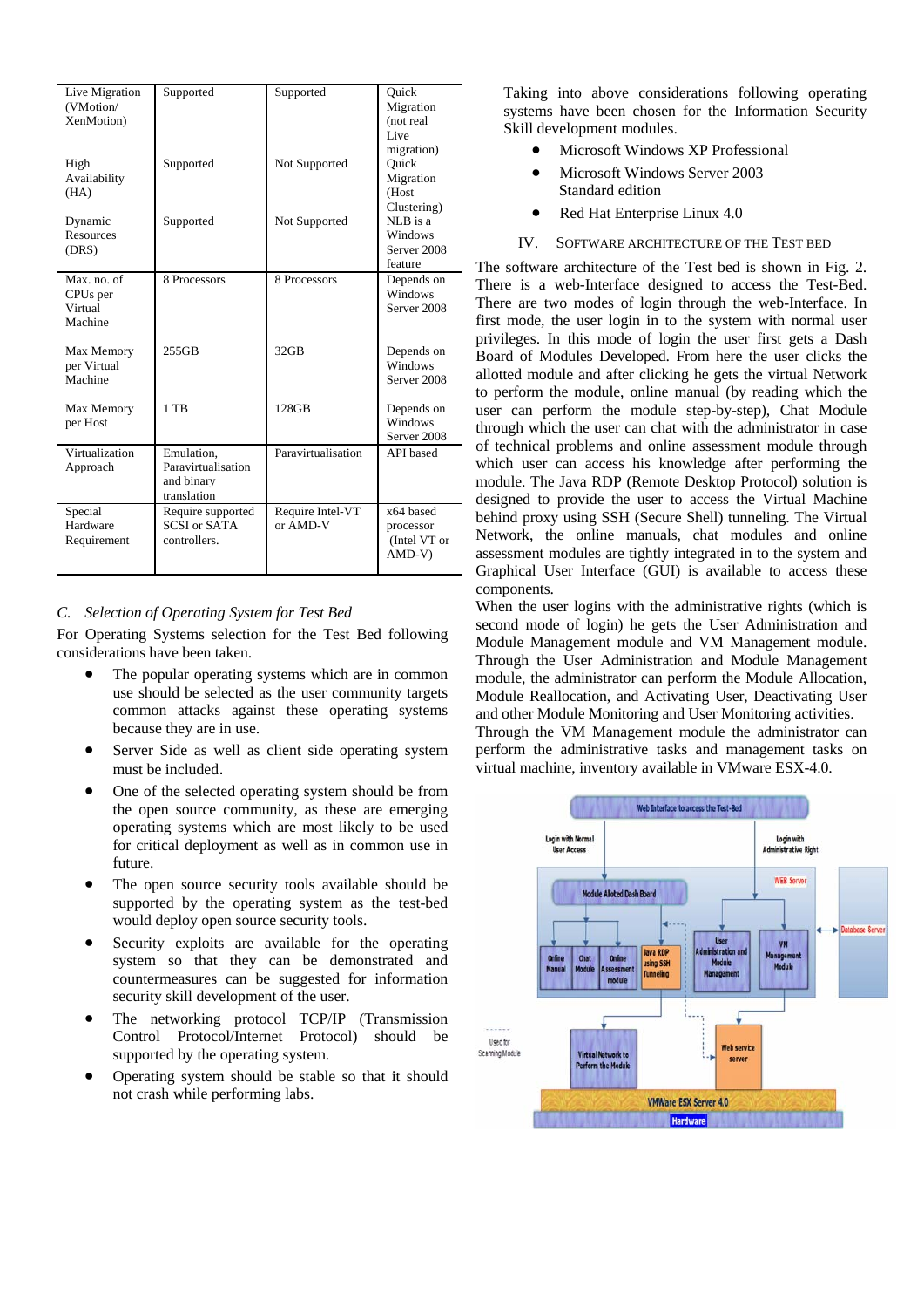| Live Migration (VMotion/ XenMotion) | Supported | Supported | Quick Migration (not real Live migration) |
|---|---|---|---|
| High Availability (HA) | Supported | Not Supported | Quick Migration (Host Clustering) |
| Dynamic Resources (DRS) | Supported | Not Supported | NLB is a Windows Server 2008 feature |
| Max. no. of CPUs per Virtual Machine | 8 Processors | 8 Processors | Depends on Windows Server 2008 |
| Max Memory per Virtual Machine | 255GB | 32GB | Depends on Windows Server 2008 |
| Max Memory per Host | 1 TB | 128GB | Depends on Windows Server 2008 |
| Virtualization Approach | Emulation, Paravirtualisation and binary translation | Paravirtualisation | API based |
| Special Hardware Requirement | Require supported SCSI or SATA controllers. | Require Intel-VT or AMD-V | x64 based processor (Intel VT or AMD-V) |

### C. *Selection of Operating System for Test Bed*

For Operating Systems selection for the Test Bed following considerations have been taken.

- The popular operating systems which are in common use should be selected as the user community targets common attacks against these operating systems because they are in use.
- Server Side as well as client side operating system must be included.
- One of the selected operating system should be from the open source community, as these are emerging operating systems which are most likely to be used for critical deployment as well as in common use in future.
- The open source security tools available should be supported by the operating system as the test-bed would deploy open source security tools.
- Security exploits are available for the operating system so that they can be demonstrated and countermeasures can be suggested for information security skill development of the user.
- The networking protocol TCP/IP (Transmission Control Protocol/Internet Protocol) should be supported by the operating system.
- Operating system should be stable so that it should not crash while performing labs.

Taking into above considerations following operating systems have been chosen for the Information Security Skill development modules.

- Microsoft Windows XP Professional
- Microsoft Windows Server 2003 Standard edition
- Red Hat Enterprise Linux 4.0

## IV. SOFTWARE ARCHITECTURE OF THE TEST BED

The software architecture of the Test bed is shown in Fig. 2. There is a web-Interface designed to access the Test-Bed. There are two modes of login through the web-Interface. In first mode, the user login in to the system with normal user privileges. In this mode of login the user first gets a Dash Board of Modules Developed. From here the user clicks the allotted module and after clicking he gets the virtual Network to perform the module, online manual (by reading which the user can perform the module step-by-step), Chat Module through which the user can chat with the administrator in case of technical problems and online assessment module through which user can access his knowledge after performing the module. The Java RDP (Remote Desktop Protocol) solution is designed to provide the user to access the Virtual Machine behind proxy using SSH (Secure Shell) tunneling. The Virtual Network, the online manuals, chat modules and online assessment modules are tightly integrated in to the system and Graphical User Interface (GUI) is available to access these components.

When the user logins with the administrative rights (which is second mode of login) he gets the User Administration and Module Management module and VM Management module. Through the User Administration and Module Management module, the administrator can perform the Module Allocation, Module Reallocation, and Activating User, Deactivating User and other Module Monitoring and User Monitoring activities. Through the VM Management module the administrator can perform the administrative tasks and management tasks on virtual machine, inventory available in VMware ESX-4.0.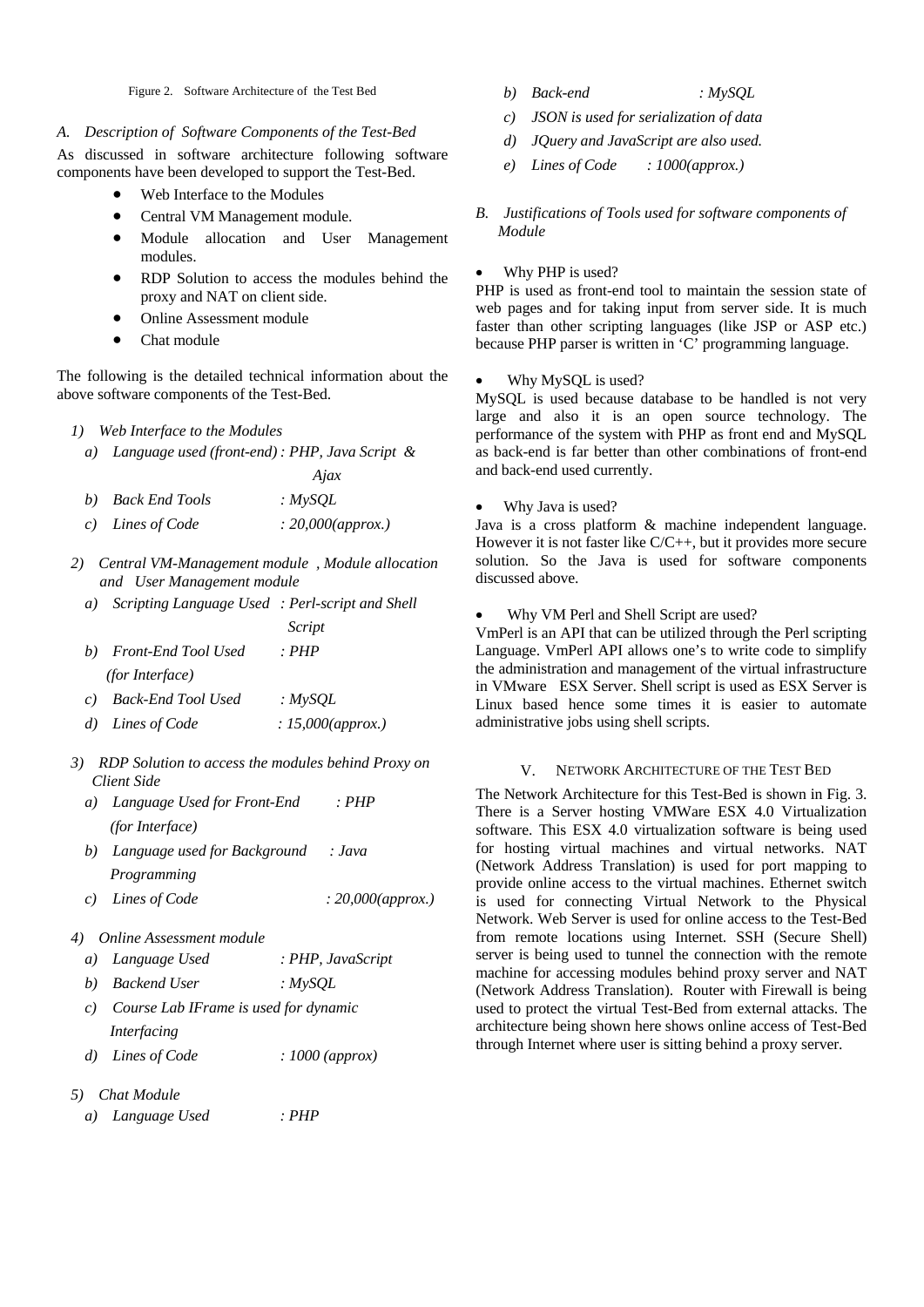Figure 2. Software Architecture of the Test Bed

### *A. Description of Software Components of the Test-Bed*

As discussed in software architecture following software components have been developed to support the Test-Bed.

- Web Interface to the Modules
- Central VM Management module.
- Module allocation and User Management modules.
- RDP Solution to access the modules behind the proxy and NAT on client side.
- Online Assessment module
- Chat module

The following is the detailed technical information about the above software components of the Test-Bed.

*1) Web Interface to the Modules*

*a) Language used (front-end) : PHP, Java Script & Ajax*

*b) Back End Tools : MySQL*

*c) Lines of Code : 20,000(approx.)*

*2) Central VM-Management module , Module allocation and User Management module*

*a) Scripting Language Used : Perl-script and Shell Script*

*b) Front-End Tool Used (for Interface) : PHP*

*c) Back-End Tool Used : MySQL*

*d) Lines of Code : 15,000(approx.)*

*3) RDP Solution to access the modules behind Proxy on Client Side*

*a) Language Used for Front-End (for Interface) : PHP*

*b) Language used for Background Programming : Java*

*c) Lines of Code : 20,000(approx.)*

*4) Online Assessment module*

*a) Language Used : PHP, JavaScript*

*b) Backend User : MySQL*

*c) Course Lab IFrame is used for dynamic Interfacing*

*d) Lines of Code : 1000 (approx)*

*5) Chat Module*

*a) Language Used : PHP*

*b) Back-end : MySQL*

*c) JSON is used for serialization of data*

*d) JQuery and JavaScript are also used.*

*e) Lines of Code : 1000(approx.)*

### *B. Justifications of Tools used for software components of Module*

- Why PHP is used?

PHP is used as front-end tool to maintain the session state of web pages and for taking input from server side. It is much faster than other scripting languages (like JSP or ASP etc.) because PHP parser is written in 'C' programming language.

- Why MySQL is used?

MySQL is used because database to be handled is not very large and also it is an open source technology. The performance of the system with PHP as front end and MySQL as back-end is far better than other combinations of front-end and back-end used currently.

- Why Java is used?

Java is a cross platform & machine independent language. However it is not faster like C/C++, but it provides more secure solution. So the Java is used for software components discussed above.

- Why VM Perl and Shell Script are used?

VmPerl is an API that can be utilized through the Perl scripting Language. VmPerl API allows one's to write code to simplify the administration and management of the virtual infrastructure in VMware ESX Server. Shell script is used as ESX Server is Linux based hence some times it is easier to automate administrative jobs using shell scripts.

## V. Network Architecture of the Test Bed

The Network Architecture for this Test-Bed is shown in Fig. 3. There is a Server hosting VMWare ESX 4.0 Virtualization software. This ESX 4.0 virtualization software is being used for hosting virtual machines and virtual networks. NAT (Network Address Translation) is used for port mapping to provide online access to the virtual machines. Ethernet switch is used for connecting Virtual Network to the Physical Network. Web Server is used for online access to the Test-Bed from remote locations using Internet. SSH (Secure Shell) server is being used to tunnel the connection with the remote machine for accessing modules behind proxy server and NAT (Network Address Translation). Router with Firewall is being used to protect the virtual Test-Bed from external attacks. The architecture being shown here shows online access of Test-Bed through Internet where user is sitting behind a proxy server.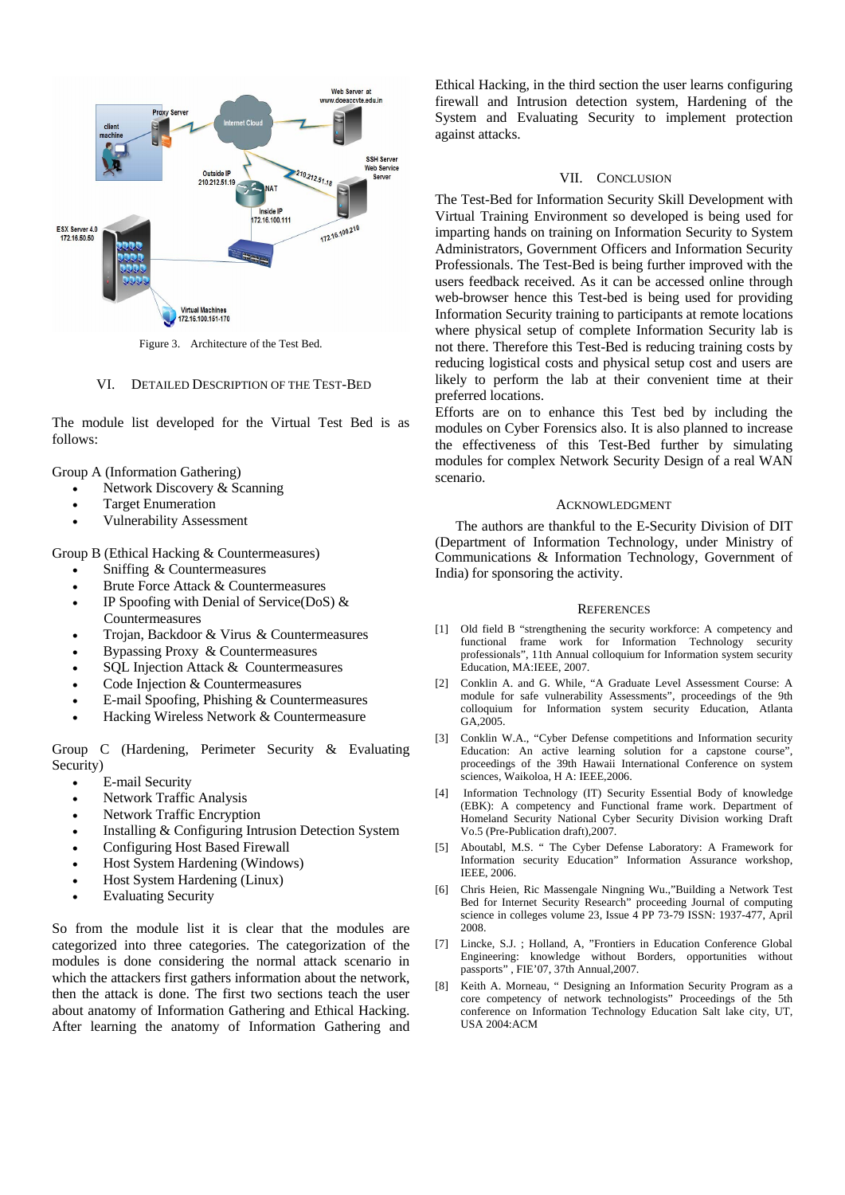Proxy Server

client machine

Internet Cloud

Web Server at www.doeaccvte.edu.in

SSH Server Web Service Server

Outside IP 210.212.51.19

210.212.51.18

NAT

Inside IP 172.16.100.111

172.16.100.210

ESX Server 4.0 172.16.50.50

Virtual Machines 172.16.100.151-170

Figure 3. Architecture of the Test Bed.

## VI. Detailed Description of the Test-Bed

The module list developed for the Virtual Test Bed is as follows:

Group A (Information Gathering)

- Network Discovery & Scanning
- Target Enumeration
- Vulnerability Assessment

Group B (Ethical Hacking & Countermeasures)

- Sniffing & Countermeasures
- Brute Force Attack & Countermeasures
- IP Spoofing with Denial of Service(DoS) & Countermeasures
- Trojan, Backdoor & Virus & Countermeasures
- Bypassing Proxy & Countermeasures
- SQL Injection Attack & Countermeasures
- Code Injection & Countermeasures
- E-mail Spoofing, Phishing & Countermeasures
- Hacking Wireless Network & Countermeasure

Group C (Hardening, Perimeter Security & Evaluating Security)

- E-mail Security
- Network Traffic Analysis
- Network Traffic Encryption
- Installing & Configuring Intrusion Detection System
- Configuring Host Based Firewall
- Host System Hardening (Windows)
- Host System Hardening (Linux)
- Evaluating Security

So from the module list it is clear that the modules are categorized into three categories. The categorization of the modules is done considering the normal attack scenario in which the attackers first gathers information about the network, then the attack is done. The first two sections teach the user about anatomy of Information Gathering and Ethical Hacking. After learning the anatomy of Information Gathering and Ethical Hacking, in the third section the user learns configuring firewall and Intrusion detection system, Hardening of the System and Evaluating Security to implement protection against attacks.

## VII. Conclusion

The Test-Bed for Information Security Skill Development with Virtual Training Environment so developed is being used for imparting hands on training on Information Security to System Administrators, Government Officers and Information Security Professionals. The Test-Bed is being further improved with the users feedback received. As it can be accessed online through web-browser hence this Test-bed is being used for providing Information Security training to participants at remote locations where physical setup of complete Information Security lab is not there. Therefore this Test-Bed is reducing training costs by reducing logistical costs and physical setup cost and users are likely to perform the lab at their convenient time at their preferred locations.

Efforts are on to enhance this Test bed by including the modules on Cyber Forensics also. It is also planned to increase the effectiveness of this Test-Bed further by simulating modules for complex Network Security Design of a real WAN scenario.

## Acknowledgment

The authors are thankful to the E-Security Division of DIT (Department of Information Technology, under Ministry of Communications & Information Technology, Government of India) for sponsoring the activity.

## References

[1] Old field B "strengthening the security workforce: A competency and functional frame work for Information Technology security professionals", 11th Annual colloquium for Information system security Education, MA:IEEE, 2007.

[2] Conklin A. and G. While, "A Graduate Level Assessment Course: A module for safe vulnerability Assessments", proceedings of the 9th colloquium for Information system security Education, Atlanta GA,2005.

[3] Conklin W.A., "Cyber Defense competitions and Information security Education: An active learning solution for a capstone course", proceedings of the 39th Hawaii International Conference on system sciences, Waikoloa, H A: IEEE,2006.

[4] Information Technology (IT) Security Essential Body of knowledge (EBK): A competency and Functional frame work. Department of Homeland Security National Cyber Security Division working Draft Vo.5 (Pre-Publication draft),2007.

[5] Aboutabl, M.S. " The Cyber Defense Laboratory: A Framework for Information security Education" Information Assurance workshop, IEEE, 2006.

[6] Chris Heien, Ric Massengale Ningning Wu.,"Building a Network Test Bed for Internet Security Research" proceeding Journal of computing science in colleges volume 23, Issue 4 PP 73-79 ISSN: 1937-477, April 2008.

[7] Lincke, S.J. ; Holland, A, "Frontiers in Education Conference Global Engineering: knowledge without Borders, opportunities without passports" , FIE'07, 37th Annual,2007.

[8] Keith A. Morneau, " Designing an Information Security Program as a core competency of network technologists" Proceedings of the 5th conference on Information Technology Education Salt lake city, UT, USA 2004:ACM